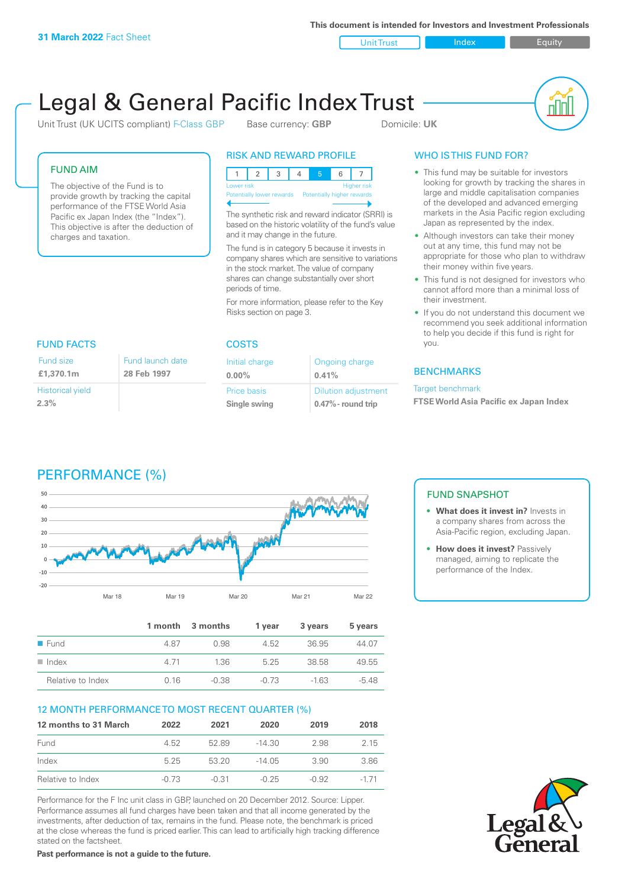**31 March 2022** Fact Sheet

This document is intended for Investors and Investment Professionals

Unit Trust | Index | Equity

# Legal & General Pacific Index Trust

Unit Trust (UK UCITS compliant) F-Class GBP    Base currency: **GBP**    Domicile: **UK**

## FUND AIM

The objective of the Fund is to provide growth by tracking the capital performance of the FTSE World Asia Pacific ex Japan Index (the "Index"). This objective is after the deduction of charges and taxation.

## RISK AND REWARD PROFILE

| 1 | 2 | 3 | 4 | 5 | 6 | 7 |
|---|---|---|---|---|---|---|

Lower risk — Higher risk
Potentially lower rewards — Potentially higher rewards

The synthetic risk and reward indicator (SRRI) is based on the historic volatility of the fund's value and it may change in the future.

The fund is in category 5 because it invests in company shares which are sensitive to variations in the stock market. The value of company shares can change substantially over short periods of time.

For more information, please refer to the Key Risks section on page 3.

## WHO IS THIS FUND FOR?

- This fund may be suitable for investors looking for growth by tracking the shares in large and middle capitalisation companies of the developed and advanced emerging markets in the Asia Pacific region excluding Japan as represented by the index.
- Although investors can take their money out at any time, this fund may not be appropriate for those who plan to withdraw their money within five years.
- This fund is not designed for investors who cannot afford more than a minimal loss of their investment.
- If you do not understand this document we recommend you seek additional information to help you decide if this fund is right for you.

## FUND FACTS

| Fund size | Fund launch date |
|---|---|
| **£1,370.1m** | **28 Feb 1997** |
| Historical yield | |
| **2.3%** | |

## COSTS

| Initial charge | Ongoing charge |
|---|---|
| **0.00%** | **0.41%** |
| Price basis | Dilution adjustment |
| **Single swing** | **0.47% - round trip** |

## BENCHMARKS

Target benchmark
**FTSE World Asia Pacific ex Japan Index**

## PERFORMANCE (%)

| | 1 month | 3 months | 1 year | 3 years | 5 years |
|---|---|---|---|---|---|
| Fund | 4.87 | 0.98 | 4.52 | 36.95 | 44.07 |
| Index | 4.71 | 1.36 | 5.25 | 38.58 | 49.55 |
| Relative to Index | 0.16 | -0.38 | -0.73 | -1.63 | -5.48 |

## FUND SNAPSHOT

- **What does it invest in?** Invests in a company shares from across the Asia-Pacific region, excluding Japan.
- **How does it invest?** Passively managed, aiming to replicate the performance of the Index.

## 12 MONTH PERFORMANCE TO MOST RECENT QUARTER (%)

| 12 months to 31 March | 2022 | 2021 | 2020 | 2019 | 2018 |
|---|---|---|---|---|---|
| Fund | 4.52 | 52.89 | -14.30 | 2.98 | 2.15 |
| Index | 5.25 | 53.20 | -14.05 | 3.90 | 3.86 |
| Relative to Index | -0.73 | -0.31 | -0.25 | -0.92 | -1.71 |

Performance for the F Inc unit class in GBP, launched on 20 December 2012. Source: Lipper. Performance assumes all fund charges have been taken and that all income generated by the investments, after deduction of tax, remains in the fund. Please note, the benchmark is priced at the close whereas the fund is priced earlier. This can lead to artificially high tracking difference stated on the factsheet.

**Past performance is not a guide to the future.**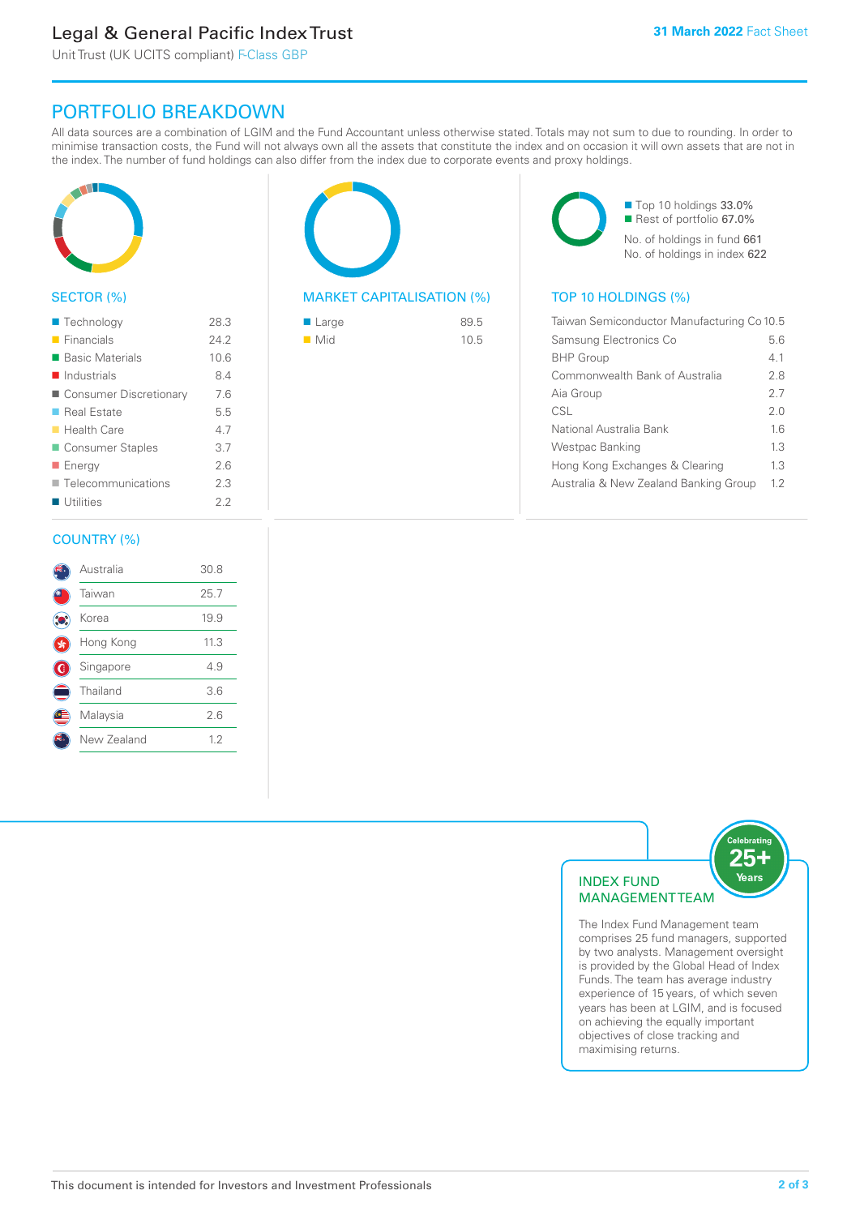# Legal & General Pacific Index Trust

Unit Trust (UK UCITS compliant) F-Class GBP

**31 March 2022** Fact Sheet

## PORTFOLIO BREAKDOWN

All data sources are a combination of LGIM and the Fund Accountant unless otherwise stated. Totals may not sum to due to rounding. In order to minimise transaction costs, the Fund will not always own all the assets that constitute the index and on occasion it will own assets that are not in the index. The number of fund holdings can also differ from the index due to corporate events and proxy holdings.

### SECTOR (%)

| Sector | % |
|---|---|
| Technology | 28.3 |
| Financials | 24.2 |
| Basic Materials | 10.6 |
| Industrials | 8.4 |
| Consumer Discretionary | 7.6 |
| Real Estate | 5.5 |
| Health Care | 4.7 |
| Consumer Staples | 3.7 |
| Energy | 2.6 |
| Telecommunications | 2.3 |
| Utilities | 2.2 |

### MARKET CAPITALISATION (%)

| Market Capitalisation | % |
|---|---|
| Large | 89.5 |
| Mid | 10.5 |

Top 10 holdings 33.0%
Rest of portfolio 67.0%
No. of holdings in fund 661
No. of holdings in index 622

### TOP 10 HOLDINGS (%)

| Holding | % |
|---|---|
| Taiwan Semiconductor Manufacturing Co | 10.5 |
| Samsung Electronics Co | 5.6 |
| BHP Group | 4.1 |
| Commonwealth Bank of Australia | 2.8 |
| Aia Group | 2.7 |
| CSL | 2.0 |
| National Australia Bank | 1.6 |
| Westpac Banking | 1.3 |
| Hong Kong Exchanges & Clearing | 1.3 |
| Australia & New Zealand Banking Group | 1.2 |

### COUNTRY (%)

| Country | % |
|---|---|
| Australia | 30.8 |
| Taiwan | 25.7 |
| Korea | 19.9 |
| Hong Kong | 11.3 |
| Singapore | 4.9 |
| Thailand | 3.6 |
| Malaysia | 2.6 |
| New Zealand | 1.2 |

### INDEX FUND MANAGEMENT TEAM

Celebrating 25+ Years

The Index Fund Management team comprises 25 fund managers, supported by two analysts. Management oversight is provided by the Global Head of Index Funds. The team has average industry experience of 15 years, of which seven years has been at LGIM, and is focused on achieving the equally important objectives of close tracking and maximising returns.

This document is intended for Investors and Investment Professionals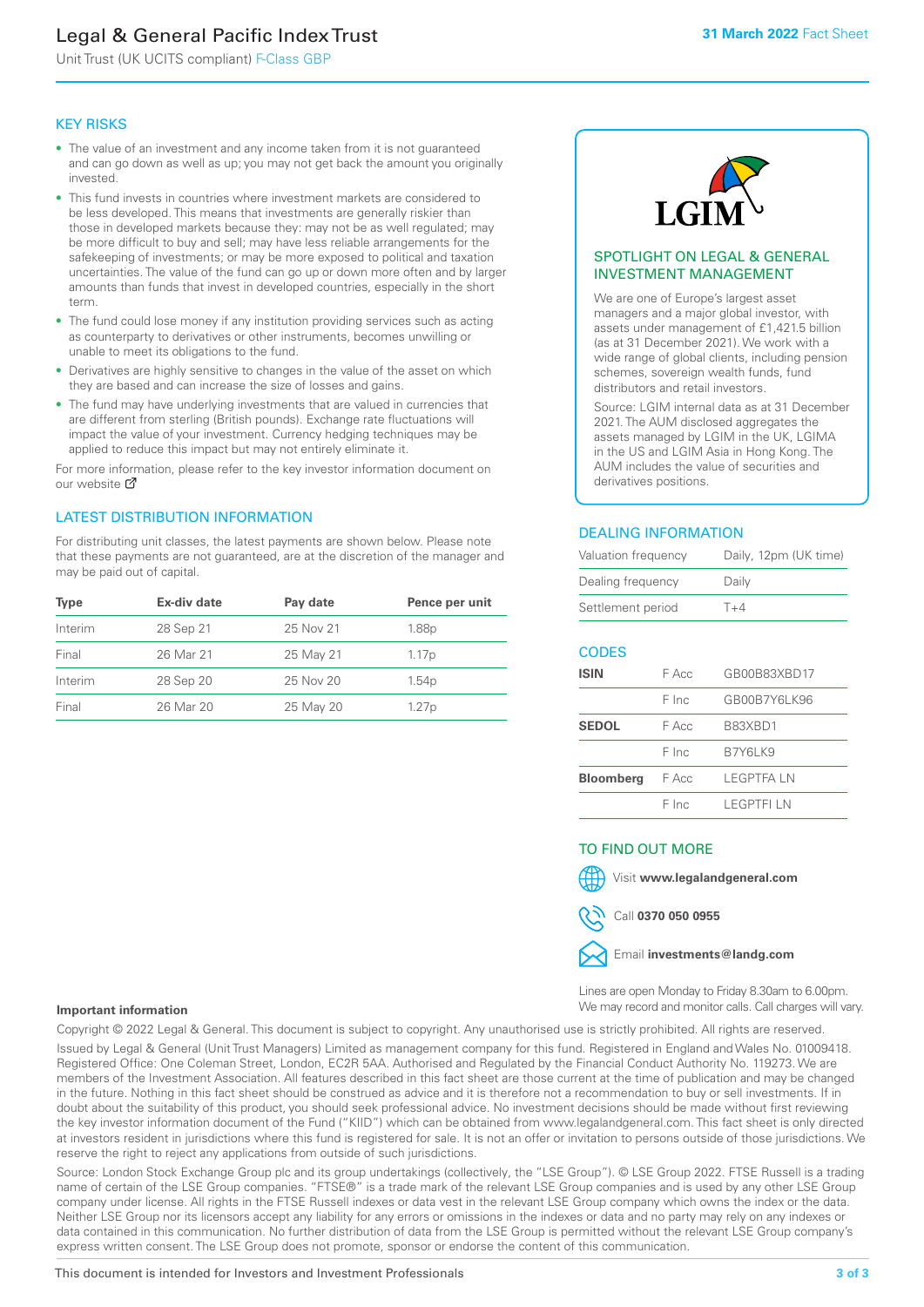# Legal & General Pacific Index Trust

Unit Trust (UK UCITS compliant) F-Class GBP

31 March 2022 Fact Sheet

## KEY RISKS

- The value of an investment and any income taken from it is not guaranteed and can go down as well as up; you may not get back the amount you originally invested.
- This fund invests in countries where investment markets are considered to be less developed. This means that investments are generally riskier than those in developed markets because they: may not be as well regulated; may be more difficult to buy and sell; may have less reliable arrangements for the safekeeping of investments; or may be more exposed to political and taxation uncertainties. The value of the fund can go up or down more often and by larger amounts than funds that invest in developed countries, especially in the short term.
- The fund could lose money if any institution providing services such as acting as counterparty to derivatives or other instruments, becomes unwilling or unable to meet its obligations to the fund.
- Derivatives are highly sensitive to changes in the value of the asset on which they are based and can increase the size of losses and gains.
- The fund may have underlying investments that are valued in currencies that are different from sterling (British pounds). Exchange rate fluctuations will impact the value of your investment. Currency hedging techniques may be applied to reduce this impact but may not entirely eliminate it.

For more information, please refer to the key investor information document on our website

## LATEST DISTRIBUTION INFORMATION

For distributing unit classes, the latest payments are shown below. Please note that these payments are not guaranteed, are at the discretion of the manager and may be paid out of capital.

| Type | Ex-div date | Pay date | Pence per unit |
|---|---|---|---|
| Interim | 28 Sep 21 | 25 Nov 21 | 1.88p |
| Final | 26 Mar 21 | 25 May 21 | 1.17p |
| Interim | 28 Sep 20 | 25 Nov 20 | 1.54p |
| Final | 26 Mar 20 | 25 May 20 | 1.27p |

## SPOTLIGHT ON LEGAL & GENERAL INVESTMENT MANAGEMENT

We are one of Europe's largest asset managers and a major global investor, with assets under management of £1,421.5 billion (as at 31 December 2021). We work with a wide range of global clients, including pension schemes, sovereign wealth funds, fund distributors and retail investors.

Source: LGIM internal data as at 31 December 2021. The AUM disclosed aggregates the assets managed by LGIM in the UK, LGIMA in the US and LGIM Asia in Hong Kong. The AUM includes the value of securities and derivatives positions.

## DEALING INFORMATION

| | |
|---|---|
| Valuation frequency | Daily, 12pm (UK time) |
| Dealing frequency | Daily |
| Settlement period | T+4 |

## CODES

| | | |
|---|---|---|
| **ISIN** | F Acc | GB00B83XBD17 |
| | F Inc | GB00B7Y6LK96 |
| **SEDOL** | F Acc | B83XBD1 |
| | F Inc | B7Y6LK9 |
| **Bloomberg** | F Acc | LEGPTFA LN |
| | F Inc | LEGPTFI LN |

## TO FIND OUT MORE

Visit **www.legalandgeneral.com**

Call **0370 050 0955**

Email **investments@landg.com**

Lines are open Monday to Friday 8.30am to 6.00pm. We may record and monitor calls. Call charges will vary.

**Important information**

Copyright © 2022 Legal & General. This document is subject to copyright. Any unauthorised use is strictly prohibited. All rights are reserved.

Issued by Legal & General (Unit Trust Managers) Limited as management company for this fund. Registered in England and Wales No. 01009418. Registered Office: One Coleman Street, London, EC2R 5AA. Authorised and Regulated by the Financial Conduct Authority No. 119273. We are members of the Investment Association. All features described in this fact sheet are those current at the time of publication and may be changed in the future. Nothing in this fact sheet should be construed as advice and it is therefore not a recommendation to buy or sell investments. If in doubt about the suitability of this product, you should seek professional advice. No investment decisions should be made without first reviewing the key investor information document of the Fund ("KIID") which can be obtained from www.legalandgeneral.com. This fact sheet is only directed at investors resident in jurisdictions where this fund is registered for sale. It is not an offer or invitation to persons outside of those jurisdictions. We reserve the right to reject any applications from outside of such jurisdictions.

Source: London Stock Exchange Group plc and its group undertakings (collectively, the "LSE Group"). © LSE Group 2022. FTSE Russell is a trading name of certain of the LSE Group companies. "FTSE®" is a trade mark of the relevant LSE Group companies and is used by any other LSE Group company under license. All rights in the FTSE Russell indexes or data vest in the relevant LSE Group company which owns the index or the data. Neither LSE Group nor its licensors accept any liability for any errors or omissions in the indexes or data and no party may rely on any indexes or data contained in this communication. No further distribution of data from the LSE Group is permitted without the relevant LSE Group company's express written consent. The LSE Group does not promote, sponsor or endorse the content of this communication.

This document is intended for Investors and Investment Professionals